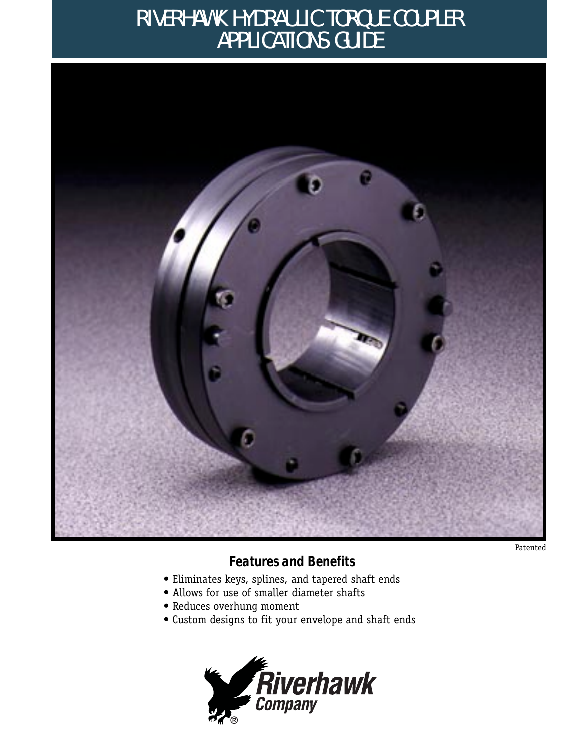# RIVERHAWK HYDRAULIC TORQUE COUPLER APPLICATIONS GUIDE

Patented

## Features and Benefits

- Eliminates keys, splines, and tapered shaft ends
- Allows for use of smaller diameter shafts
- Reduces overhung moment
- Custom designs to fit your envelope and shaft ends

Riverhawk Company®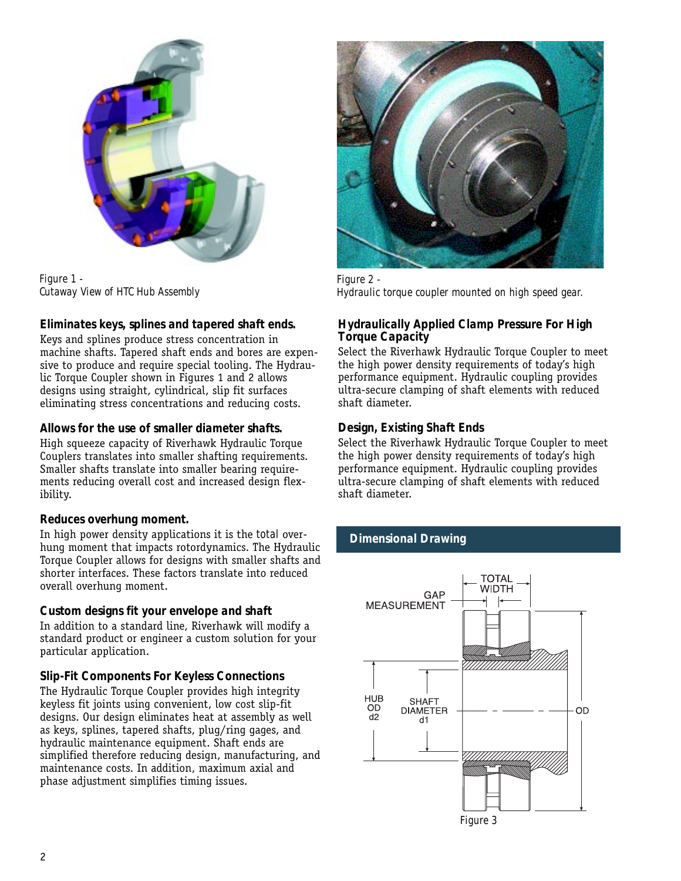Figure 1 -
Cutaway View of HTC Hub Assembly

Figure 2 -
Hydraulic torque coupler mounted on high speed gear.

### Eliminates keys, splines and tapered shaft ends.

Keys and splines produce stress concentration in machine shafts. Tapered shaft ends and bores are expensive to produce and require special tooling. The Hydraulic Torque Coupler shown in Figures 1 and 2 allows designs using straight, cylindrical, slip fit surfaces eliminating stress concentrations and reducing costs.

### Allows for the use of smaller diameter shafts.

High squeeze capacity of Riverhawk Hydraulic Torque Couplers translates into smaller shafting requirements. Smaller shafts translate into smaller bearing requirements reducing overall cost and increased design flexibility.

### Reduces overhung moment.

In high power density applications it is the total overhung moment that impacts rotordynamics. The Hydraulic Torque Coupler allows for designs with smaller shafts and shorter interfaces. These factors translate into reduced overall overhung moment.

### Custom designs fit your envelope and shaft

In addition to a standard line, Riverhawk will modify a standard product or engineer a custom solution for your particular application.

### Slip-Fit Components For Keyless Connections

The Hydraulic Torque Coupler provides high integrity keyless fit joints using convenient, low cost slip-fit designs. Our design eliminates heat at assembly as well as keys, splines, tapered shafts, plug/ring gages, and hydraulic maintenance equipment. Shaft ends are simplified therefore reducing design, manufacturing, and maintenance costs. In addition, maximum axial and phase adjustment simplifies timing issues.

### Hydraulically Applied Clamp Pressure For High Torque Capacity

Select the Riverhawk Hydraulic Torque Coupler to meet the high power density requirements of today's high performance equipment. Hydraulic coupling provides ultra-secure clamping of shaft elements with reduced shaft diameter.

### Design, Existing Shaft Ends

Select the Riverhawk Hydraulic Torque Coupler to meet the high power density requirements of today's high performance equipment. Hydraulic coupling provides ultra-secure clamping of shaft elements with reduced shaft diameter.

## Dimensional Drawing

TOTAL WIDTH
GAP MEASUREMENT
HUB OD d2
SHAFT DIAMETER d1
OD

Figure 3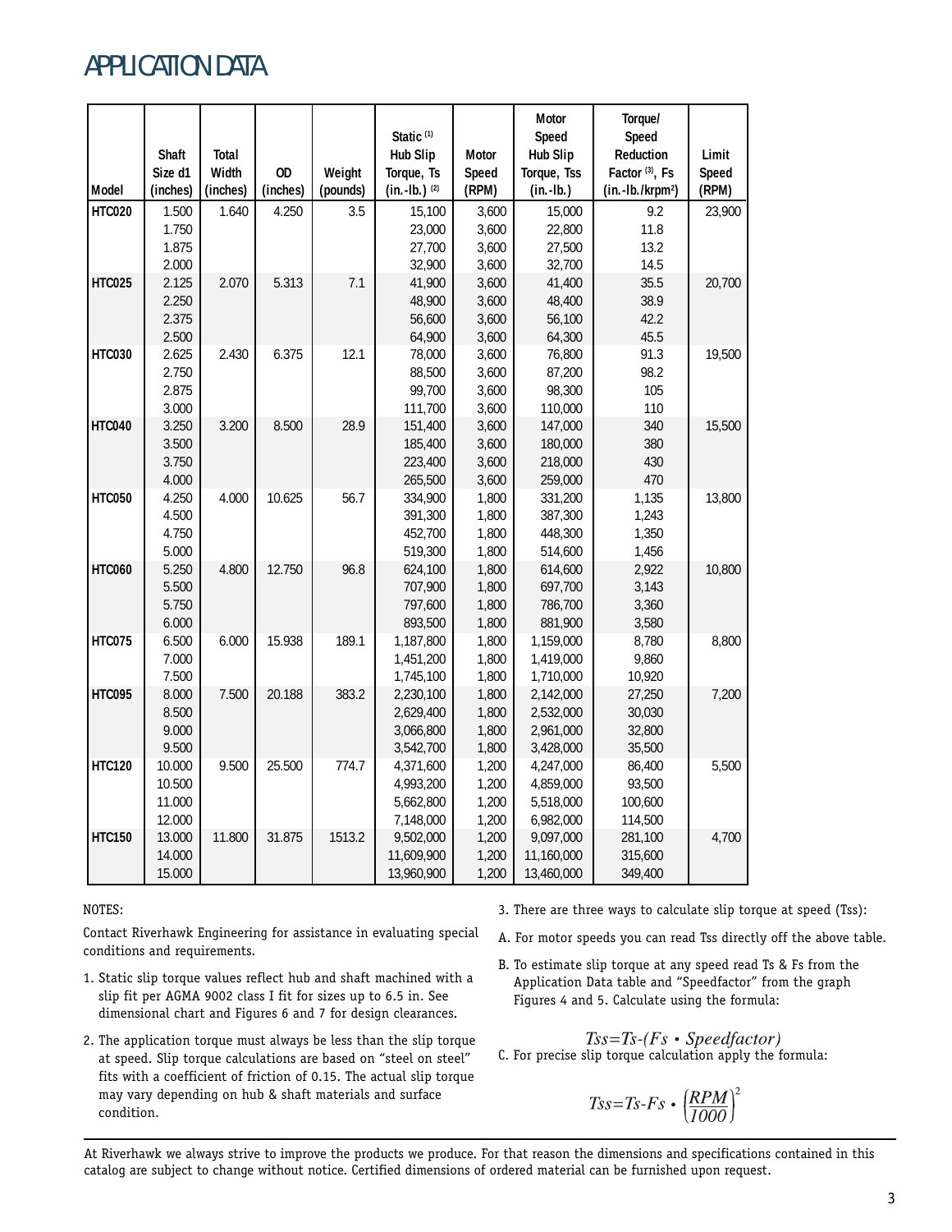# APPLICATION DATA

| Model | Shaft Size d1 (inches) | Total Width (inches) | OD (inches) | Weight (pounds) | Static [1] Hub Slip Torque, Ts (in.-lb.) [2] | Motor Speed (RPM) | Motor Speed Hub Slip Torque, Tss (in.-lb.) | Torque/ Speed Reduction Factor [3], Fs (in.-lb./krpm²) | Limit Speed (RPM) |
|---|---|---|---|---|---|---|---|---|---|
| **HTC020** | 1.500 | 1.640 | 4.250 | 3.5 | 15,100 | 3,600 | 15,000 | 9.2 | 23,900 |
| | 1.750 | | | | 23,000 | 3,600 | 22,800 | 11.8 | |
| | 1.875 | | | | 27,700 | 3,600 | 27,500 | 13.2 | |
| | 2.000 | | | | 32,900 | 3,600 | 32,700 | 14.5 | |
| **HTC025** | 2.125 | 2.070 | 5.313 | 7.1 | 41,900 | 3,600 | 41,400 | 35.5 | 20,700 |
| | 2.250 | | | | 48,900 | 3,600 | 48,400 | 38.9 | |
| | 2.375 | | | | 56,600 | 3,600 | 56,100 | 42.2 | |
| | 2.500 | | | | 64,900 | 3,600 | 64,300 | 45.5 | |
| **HTC030** | 2.625 | 2.430 | 6.375 | 12.1 | 78,000 | 3,600 | 76,800 | 91.3 | 19,500 |
| | 2.750 | | | | 88,500 | 3,600 | 87,200 | 98.2 | |
| | 2.875 | | | | 99,700 | 3,600 | 98,300 | 105 | |
| | 3.000 | | | | 111,700 | 3,600 | 110,000 | 110 | |
| **HTC040** | 3.250 | 3.200 | 8.500 | 28.9 | 151,400 | 3,600 | 147,000 | 340 | 15,500 |
| | 3.500 | | | | 185,400 | 3,600 | 180,000 | 380 | |
| | 3.750 | | | | 223,400 | 3,600 | 218,000 | 430 | |
| | 4.000 | | | | 265,500 | 3,600 | 259,000 | 470 | |
| **HTC050** | 4.250 | 4.000 | 10.625 | 56.7 | 334,900 | 1,800 | 331,200 | 1,135 | 13,800 |
| | 4.500 | | | | 391,300 | 1,800 | 387,300 | 1,243 | |
| | 4.750 | | | | 452,700 | 1,800 | 448,300 | 1,350 | |
| | 5.000 | | | | 519,300 | 1,800 | 514,600 | 1,456 | |
| **HTC060** | 5.250 | 4.800 | 12.750 | 96.8 | 624,100 | 1,800 | 614,600 | 2,922 | 10,800 |
| | 5.500 | | | | 707,900 | 1,800 | 697,700 | 3,143 | |
| | 5.750 | | | | 797,600 | 1,800 | 786,700 | 3,360 | |
| | 6.000 | | | | 893,500 | 1,800 | 881,900 | 3,580 | |
| **HTC075** | 6.500 | 6.000 | 15.938 | 189.1 | 1,187,800 | 1,800 | 1,159,000 | 8,780 | 8,800 |
| | 7.000 | | | | 1,451,200 | 1,800 | 1,419,000 | 9,860 | |
| | 7.500 | | | | 1,745,100 | 1,800 | 1,710,000 | 10,920 | |
| **HTC095** | 8.000 | 7.500 | 20.188 | 383.2 | 2,230,100 | 1,800 | 2,142,000 | 27,250 | 7,200 |
| | 8.500 | | | | 2,629,400 | 1,800 | 2,532,000 | 30,030 | |
| | 9.000 | | | | 3,066,800 | 1,800 | 2,961,000 | 32,800 | |
| | 9.500 | | | | 3,542,700 | 1,800 | 3,428,000 | 35,500 | |
| **HTC120** | 10.000 | 9.500 | 25.500 | 774.7 | 4,371,600 | 1,200 | 4,247,000 | 86,400 | 5,500 |
| | 10.500 | | | | 4,993,200 | 1,200 | 4,859,000 | 93,500 | |
| | 11.000 | | | | 5,662,800 | 1,200 | 5,518,000 | 100,600 | |
| | 12.000 | | | | 7,148,000 | 1,200 | 6,982,000 | 114,500 | |
| **HTC150** | 13.000 | 11.800 | 31.875 | 1513.2 | 9,502,000 | 1,200 | 9,097,000 | 281,100 | 4,700 |
| | 14.000 | | | | 11,609,900 | 1,200 | 11,160,000 | 315,600 | |
| | 15.000 | | | | 13,960,900 | 1,200 | 13,460,000 | 349,400 | |

NOTES:

Contact Riverhawk Engineering for assistance in evaluating special conditions and requirements.

1. Static slip torque values reflect hub and shaft machined with a slip fit per AGMA 9002 class I fit for sizes up to 6.5 in. See dimensional chart and Figures 6 and 7 for design clearances.
2. The application torque must always be less than the slip torque at speed. Slip torque calculations are based on "steel on steel" fits with a coefficient of friction of 0.15. The actual slip torque may vary depending on hub & shaft materials and surface condition.
3. There are three ways to calculate slip torque at speed (Tss):

A. For motor speeds you can read Tss directly off the above table.

B. To estimate slip torque at any speed read Ts & Fs from the Application Data table and "Speedfactor" from the graph Figures 4 and 5. Calculate using the formula:

$$Tss = Ts - (Fs \cdot Speedfactor)$$

C. For precise slip torque calculation apply the formula:

$$Tss = Ts - Fs \cdot \left(\frac{RPM}{1000}\right)^2$$

At Riverhawk we always strive to improve the products we produce. For that reason the dimensions and specifications contained in this catalog are subject to change without notice. Certified dimensions of ordered material can be furnished upon request.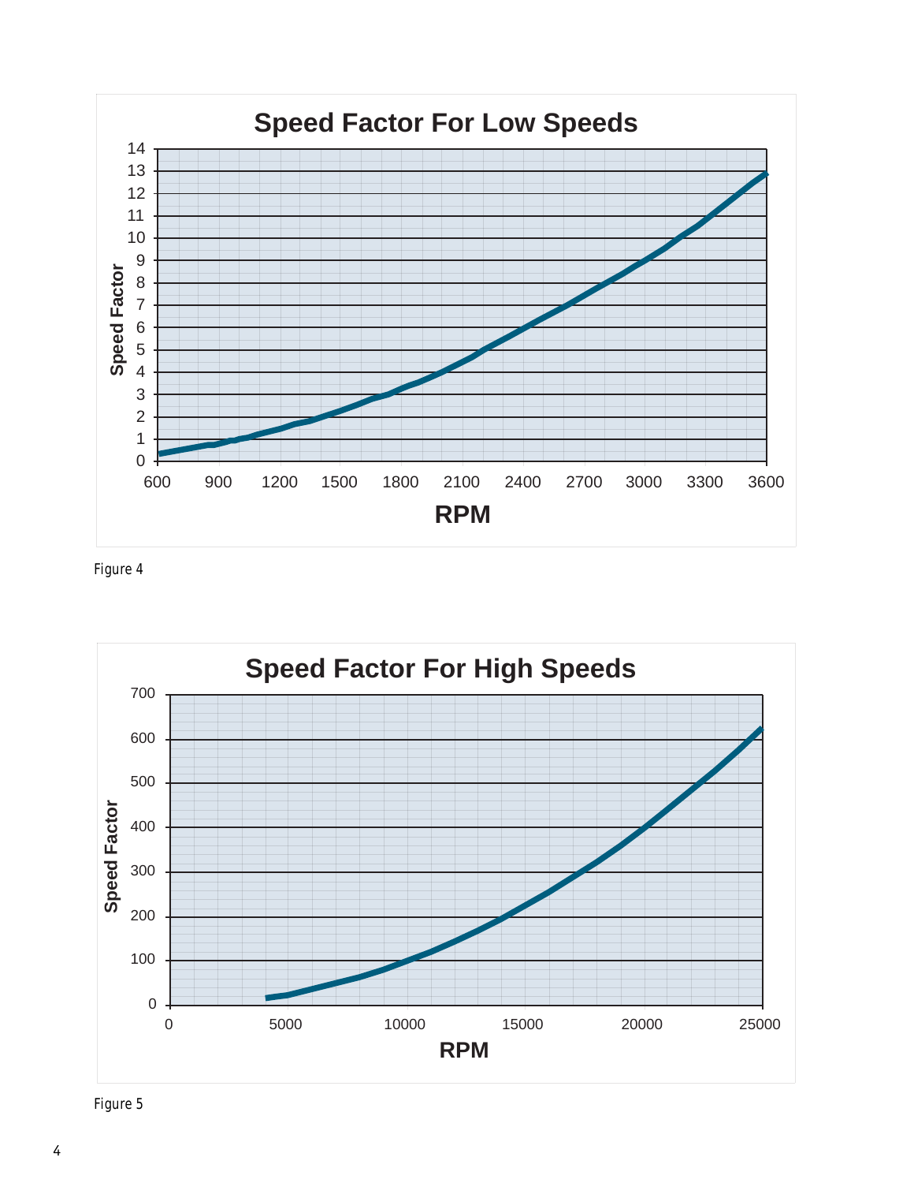**Speed Factor For Low Speeds**

Figure 4

**Speed Factor For High Speeds**

Figure 5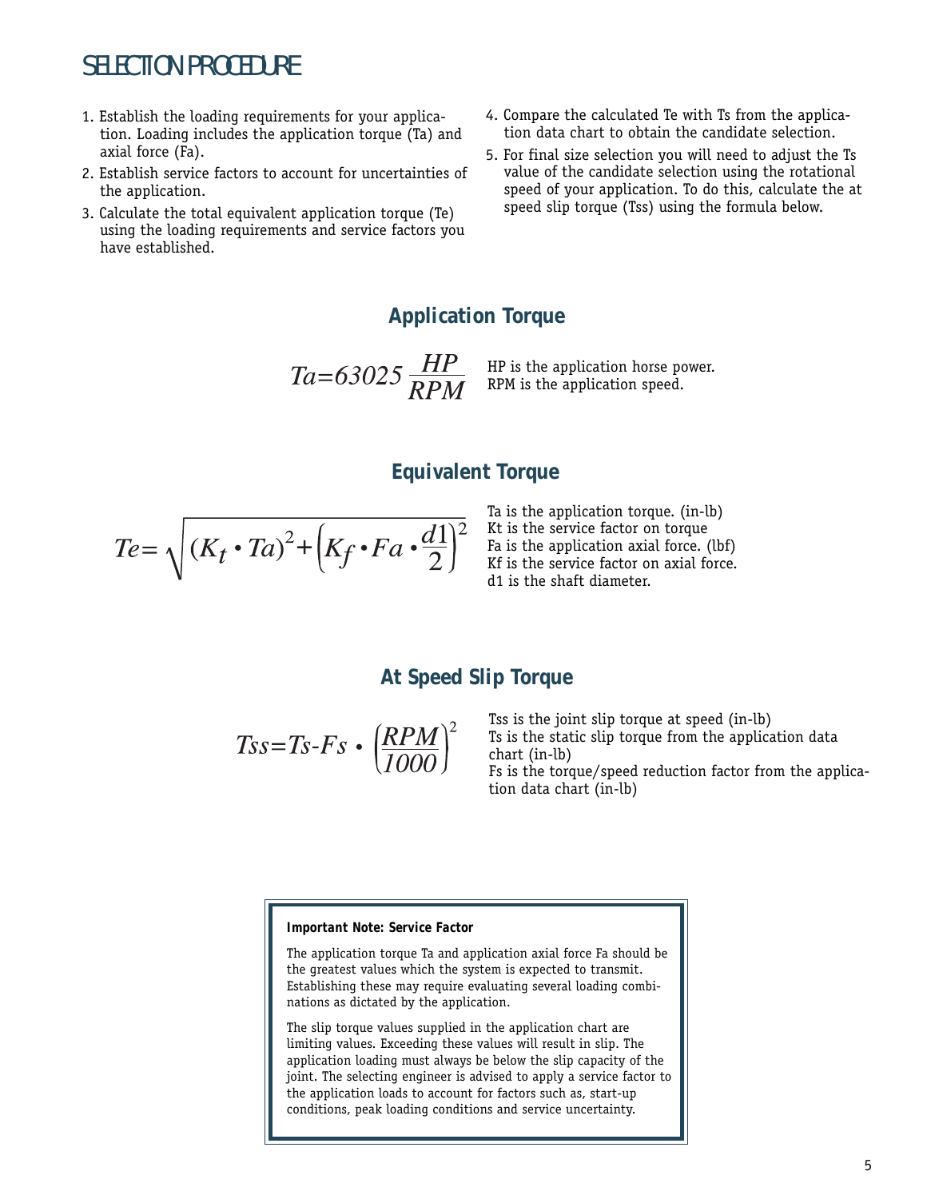# SELECTION PROCEDURE

1. Establish the loading requirements for your application. Loading includes the application torque (Ta) and axial force (Fa).
2. Establish service factors to account for uncertainties of the application.
3. Calculate the total equivalent application torque (Te) using the loading requirements and service factors you have established.
4. Compare the calculated Te with Ts from the application data chart to obtain the candidate selection.
5. For final size selection you will need to adjust the Ts value of the candidate selection using the rotational speed of your application. To do this, calculate the at speed slip torque (Tss) using the formula below.

## Application Torque

$$Ta = 63025 \frac{HP}{RPM}$$

HP is the application horse power.
RPM is the application speed.

## Equivalent Torque

$$Te = \sqrt{(K_t \cdot Ta)^2 + \left(K_f \cdot Fa \cdot \frac{d1}{2}\right)^2}$$

Ta is the application torque. (in-lb)
Kt is the service factor on torque
Fa is the application axial force. (lbf)
Kf is the service factor on axial force.
d1 is the shaft diameter.

## At Speed Slip Torque

$$Tss = Ts - Fs \cdot \left(\frac{RPM}{1000}\right)^2$$

Tss is the joint slip torque at speed (in-lb)
Ts is the static slip torque from the application data chart (in-lb)
Fs is the torque/speed reduction factor from the application data chart (in-lb)

***Important Note: Service Factor***

The application torque Ta and application axial force Fa should be the greatest values which the system is expected to transmit. Establishing these may require evaluating several loading combinations as dictated by the application.

The slip torque values supplied in the application chart are limiting values. Exceeding these values will result in slip. The application loading must always be below the slip capacity of the joint. The selecting engineer is advised to apply a service factor to the application loads to account for factors such as, start-up conditions, peak loading conditions and service uncertainty.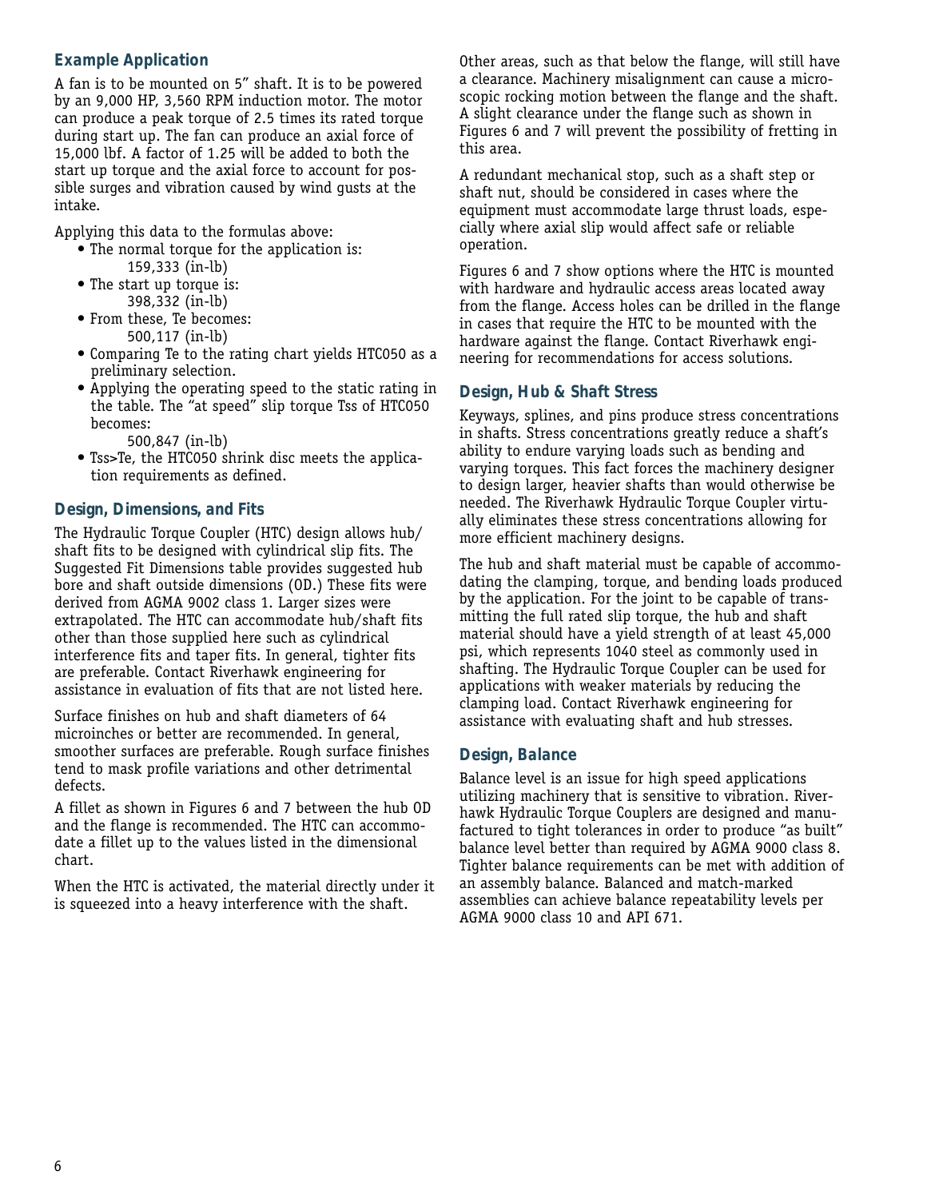### Example Application

A fan is to be mounted on 5" shaft. It is to be powered by an 9,000 HP, 3,560 RPM induction motor. The motor can produce a peak torque of 2.5 times its rated torque during start up. The fan can produce an axial force of 15,000 lbf. A factor of 1.25 will be added to both the start up torque and the axial force to account for possible surges and vibration caused by wind gusts at the intake.

Applying this data to the formulas above:

- The normal torque for the application is:
  159,333 (in-lb)
- The start up torque is:
  398,332 (in-lb)
- From these, Te becomes:
  500,117 (in-lb)
- Comparing Te to the rating chart yields HTC050 as a preliminary selection.
- Applying the operating speed to the static rating in the table. The "at speed" slip torque Tss of HTC050 becomes:
  500,847 (in-lb)
- Tss>Te, the HTC050 shrink disc meets the application requirements as defined.

### Design, Dimensions, and Fits

The Hydraulic Torque Coupler (HTC) design allows hub/shaft fits to be designed with cylindrical slip fits. The Suggested Fit Dimensions table provides suggested hub bore and shaft outside dimensions (OD.) These fits were derived from AGMA 9002 class 1. Larger sizes were extrapolated. The HTC can accommodate hub/shaft fits other than those supplied here such as cylindrical interference fits and taper fits. In general, tighter fits are preferable. Contact Riverhawk engineering for assistance in evaluation of fits that are not listed here.

Surface finishes on hub and shaft diameters of 64 microinches or better are recommended. In general, smoother surfaces are preferable. Rough surface finishes tend to mask profile variations and other detrimental defects.

A fillet as shown in Figures 6 and 7 between the hub OD and the flange is recommended. The HTC can accommodate a fillet up to the values listed in the dimensional chart.

When the HTC is activated, the material directly under it is squeezed into a heavy interference with the shaft. Other areas, such as that below the flange, will still have a clearance. Machinery misalignment can cause a microscopic rocking motion between the flange and the shaft. A slight clearance under the flange such as shown in Figures 6 and 7 will prevent the possibility of fretting in this area.

A redundant mechanical stop, such as a shaft step or shaft nut, should be considered in cases where the equipment must accommodate large thrust loads, especially where axial slip would affect safe or reliable operation.

Figures 6 and 7 show options where the HTC is mounted with hardware and hydraulic access areas located away from the flange. Access holes can be drilled in the flange in cases that require the HTC to be mounted with the hardware against the flange. Contact Riverhawk engineering for recommendations for access solutions.

### Design, Hub & Shaft Stress

Keyways, splines, and pins produce stress concentrations in shafts. Stress concentrations greatly reduce a shaft's ability to endure varying loads such as bending and varying torques. This fact forces the machinery designer to design larger, heavier shafts than would otherwise be needed. The Riverhawk Hydraulic Torque Coupler virtually eliminates these stress concentrations allowing for more efficient machinery designs.

The hub and shaft material must be capable of accommodating the clamping, torque, and bending loads produced by the application. For the joint to be capable of transmitting the full rated slip torque, the hub and shaft material should have a yield strength of at least 45,000 psi, which represents 1040 steel as commonly used in shafting. The Hydraulic Torque Coupler can be used for applications with weaker materials by reducing the clamping load. Contact Riverhawk engineering for assistance with evaluating shaft and hub stresses.

### Design, Balance

Balance level is an issue for high speed applications utilizing machinery that is sensitive to vibration. Riverhawk Hydraulic Torque Couplers are designed and manufactured to tight tolerances in order to produce "as built" balance level better than required by AGMA 9000 class 8. Tighter balance requirements can be met with addition of an assembly balance. Balanced and match-marked assemblies can achieve balance repeatability levels per AGMA 9000 class 10 and API 671.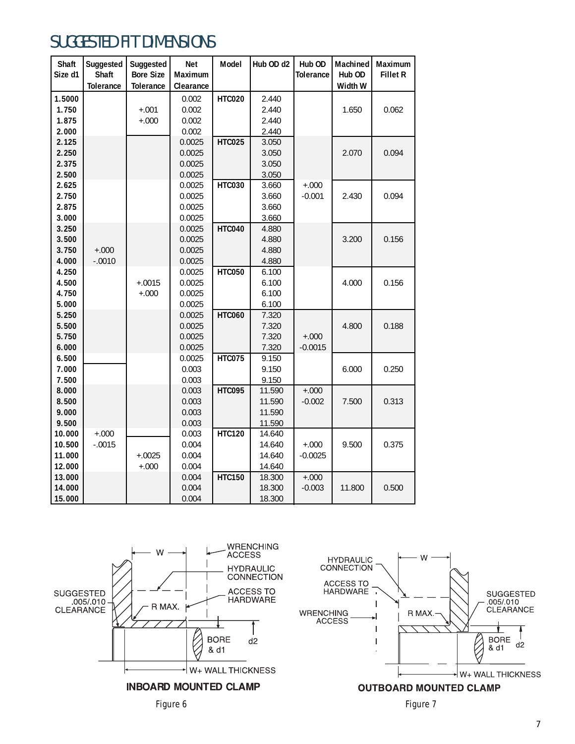# SUGGESTED FIT DIMENSIONS

| Shaft Size d1 | Suggested Shaft Tolerance | Suggested Bore Size Tolerance | Net Maximum Clearance | Model | Hub OD d2 | Hub OD Tolerance | Machined Hub OD Width W | Maximum Fillet R |
|---|---|---|---|---|---|---|---|---|
| 1.5000 | | | 0.002 | HTC020 | 2.440 | | | |
| 1.750 | | +.001 | 0.002 | | 2.440 | | 1.650 | 0.062 |
| 1.875 | | +.000 | 0.002 | | 2.440 | | | |
| 2.000 | | | 0.002 | | 2.440 | | | |
| 2.125 | | | 0.0025 | HTC025 | 3.050 | | | |
| 2.250 | | | 0.0025 | | 3.050 | | 2.070 | 0.094 |
| 2.375 | | | 0.0025 | | 3.050 | | | |
| 2.500 | | | 0.0025 | | 3.050 | | | |
| 2.625 | | | 0.0025 | HTC030 | 3.660 | +.000 | | |
| 2.750 | | | 0.0025 | | 3.660 | -0.001 | 2.430 | 0.094 |
| 2.875 | | | 0.0025 | | 3.660 | | | |
| 3.000 | | | 0.0025 | | 3.660 | | | |
| 3.250 | | | 0.0025 | HTC040 | 4.880 | | | |
| 3.500 | | | 0.0025 | | 4.880 | | 3.200 | 0.156 |
| 3.750 | +.000 | | 0.0025 | | 4.880 | | | |
| 4.000 | -.0010 | | 0.0025 | | 4.880 | | | |
| 4.250 | | | 0.0025 | HTC050 | 6.100 | | | |
| 4.500 | | +.0015 | 0.0025 | | 6.100 | | 4.000 | 0.156 |
| 4.750 | | +.000 | 0.0025 | | 6.100 | | | |
| 5.000 | | | 0.0025 | | 6.100 | | | |
| 5.250 | | | 0.0025 | HTC060 | 7.320 | | | |
| 5.500 | | | 0.0025 | | 7.320 | | 4.800 | 0.188 |
| 5.750 | | | 0.0025 | | 7.320 | +.000 | | |
| 6.000 | | | 0.0025 | | 7.320 | -0.0015 | | |
| 6.500 | | | 0.0025 | HTC075 | 9.150 | | | |
| 7.000 | | | 0.003 | | 9.150 | | 6.000 | 0.250 |
| 7.500 | | | 0.003 | | 9.150 | | | |
| 8.000 | | | 0.003 | HTC095 | 11.590 | +.000 | | |
| 8.500 | | | 0.003 | | 11.590 | -0.002 | 7.500 | 0.313 |
| 9.000 | | | 0.003 | | 11.590 | | | |
| 9.500 | | | 0.003 | | 11.590 | | | |
| 10.000 | +.000 | | 0.003 | HTC120 | 14.640 | | | |
| 10.500 | -.0015 | | 0.004 | | 14.640 | +.000 | 9.500 | 0.375 |
| 11.000 | | +.0025 | 0.004 | | 14.640 | -0.0025 | | |
| 12.000 | | +.000 | 0.004 | | 14.640 | | | |
| 13.000 | | | 0.004 | HTC150 | 18.300 | +.000 | | |
| 14.000 | | | 0.004 | | 18.300 | -0.003 | 11.800 | 0.500 |
| 15.000 | | | 0.004 | | 18.300 | | | |

INBOARD MOUNTED CLAMP

Figure 6

OUTBOARD MOUNTED CLAMP

Figure 7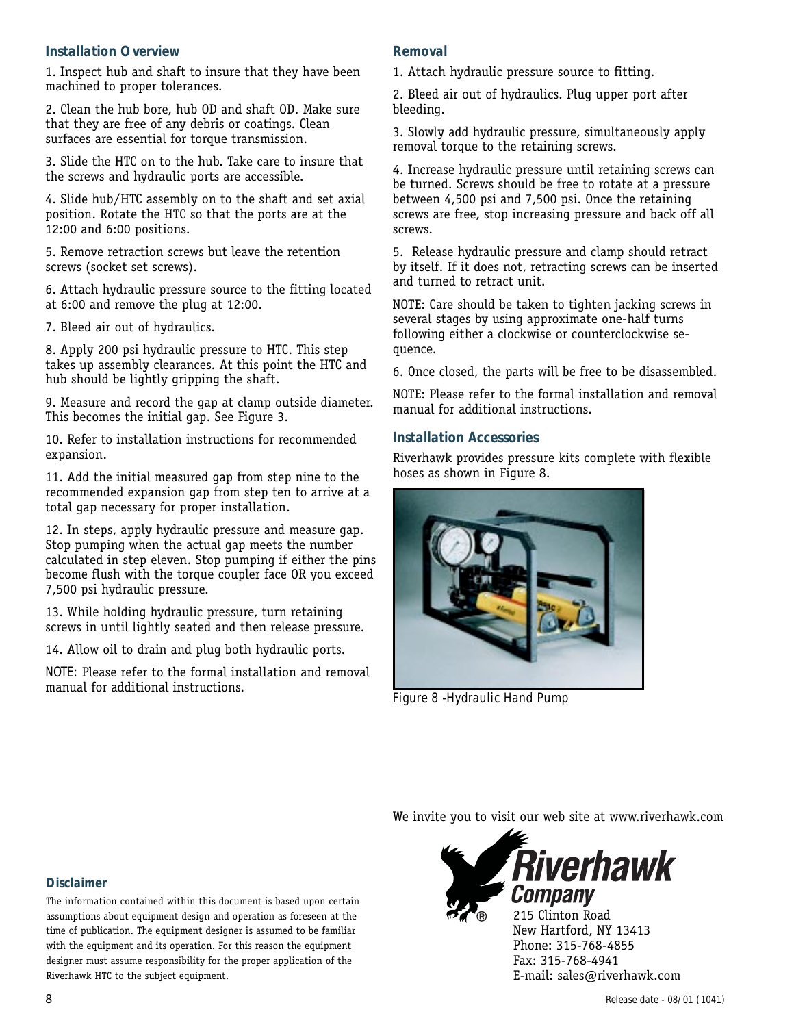### *Installation Overview*

1. Inspect hub and shaft to insure that they have been machined to proper tolerances.

2. Clean the hub bore, hub OD and shaft OD. Make sure that they are free of any debris or coatings. Clean surfaces are essential for torque transmission.

3. Slide the HTC on to the hub. Take care to insure that the screws and hydraulic ports are accessible.

4. Slide hub/HTC assembly on to the shaft and set axial position. Rotate the HTC so that the ports are at the 12:00 and 6:00 positions.

5. Remove retraction screws but leave the retention screws (socket set screws).

6. Attach hydraulic pressure source to the fitting located at 6:00 and remove the plug at 12:00.

7. Bleed air out of hydraulics.

8. Apply 200 psi hydraulic pressure to HTC. This step takes up assembly clearances. At this point the HTC and hub should be lightly gripping the shaft.

9. Measure and record the gap at clamp outside diameter. This becomes the initial gap. See Figure 3.

10. Refer to installation instructions for recommended expansion.

11. Add the initial measured gap from step nine to the recommended expansion gap from step ten to arrive at a total gap necessary for proper installation.

12. In steps, apply hydraulic pressure and measure gap. Stop pumping when the actual gap meets the number calculated in step eleven. Stop pumping if either the pins become flush with the torque coupler face OR you exceed 7,500 psi hydraulic pressure.

13. While holding hydraulic pressure, turn retaining screws in until lightly seated and then release pressure.

14. Allow oil to drain and plug both hydraulic ports.

NOTE: Please refer to the formal installation and removal manual for additional instructions.

### *Removal*

1. Attach hydraulic pressure source to fitting.

2. Bleed air out of hydraulics. Plug upper port after bleeding.

3. Slowly add hydraulic pressure, simultaneously apply removal torque to the retaining screws.

4. Increase hydraulic pressure until retaining screws can be turned. Screws should be free to rotate at a pressure between 4,500 psi and 7,500 psi. Once the retaining screws are free, stop increasing pressure and back off all screws.

5. Release hydraulic pressure and clamp should retract by itself. If it does not, retracting screws can be inserted and turned to retract unit.

NOTE: Care should be taken to tighten jacking screws in several stages by using approximate one-half turns following either a clockwise or counterclockwise sequence.

6. Once closed, the parts will be free to be disassembled.

NOTE: Please refer to the formal installation and removal manual for additional instructions.

### Installation Accessories

Riverhawk provides pressure kits complete with flexible hoses as shown in Figure 8.

Figure 8 -Hydraulic Hand Pump

We invite you to visit our web site at www.riverhawk.com

Riverhawk Company®
215 Clinton Road
New Hartford, NY 13413
Phone: 315-768-4855
Fax: 315-768-4941
E-mail: sales@riverhawk.com

### Disclaimer

The information contained within this document is based upon certain assumptions about equipment design and operation as foreseen at the time of publication. The equipment designer is assumed to be familiar with the equipment and its operation. For this reason the equipment designer must assume responsibility for the proper application of the Riverhawk HTC to the subject equipment.

Release date - 08/01 (1041)